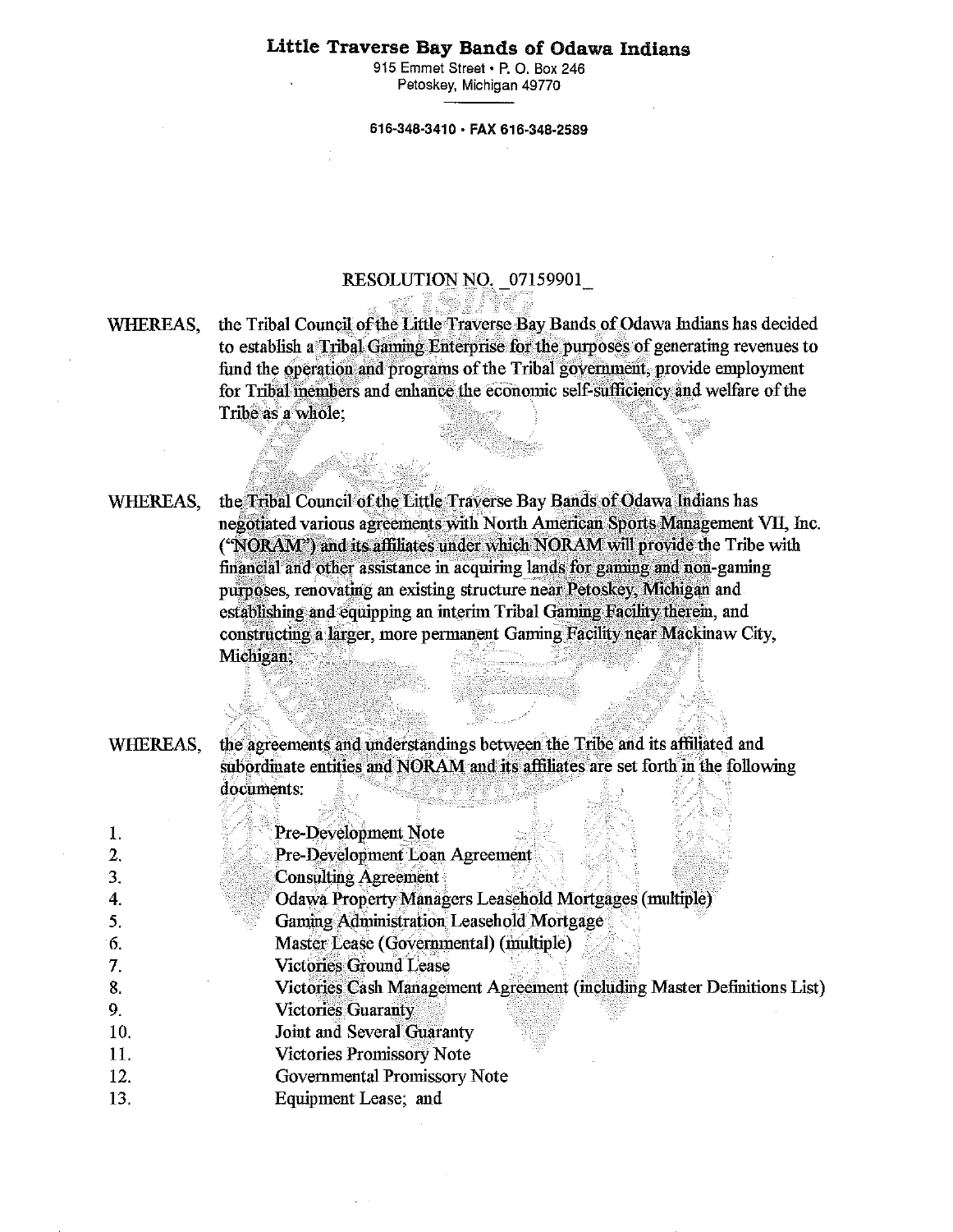**Little Traverse Bay Bands of Odawa Indians**

915 Emmet Street • P. O. Box 246
Petoskey, Michigan 49770

616-348-3410 • FAX 616-348-2589

RESOLUTION NO. _07159901_

WHEREAS, the Tribal Council of the Little Traverse Bay Bands of Odawa Indians has decided to establish a Tribal Gaming Enterprise for the purposes of generating revenues to fund the operation and programs of the Tribal government, provide employment for Tribal members and enhance the economic self-sufficiency and welfare of the Tribe as a whole;

WHEREAS, the Tribal Council of the Little Traverse Bay Bands of Odawa Indians has negotiated various agreements with North American Sports Management VII, Inc. ("NORAM") and its affiliates under which NORAM will provide the Tribe with financial and other assistance in acquiring lands for gaming and non-gaming purposes, renovating an existing structure near Petoskey, Michigan and establishing and equipping an interim Tribal Gaming Facility therein, and constructing a larger, more permanent Gaming Facility near Mackinaw City, Michigan;

WHEREAS, the agreements and understandings between the Tribe and its affiliated and subordinate entities and NORAM and its affiliates are set forth in the following documents:

1. Pre-Development Note
2. Pre-Development Loan Agreement
3. Consulting Agreement
4. Odawa Property Managers Leasehold Mortgages (multiple)
5. Gaming Administration Leasehold Mortgage
6. Master Lease (Governmental) (multiple)
7. Victories Ground Lease
8. Victories Cash Management Agreement (including Master Definitions List)
9. Victories Guaranty
10. Joint and Several Guaranty
11. Victories Promissory Note
12. Governmental Promissory Note
13. Equipment Lease; and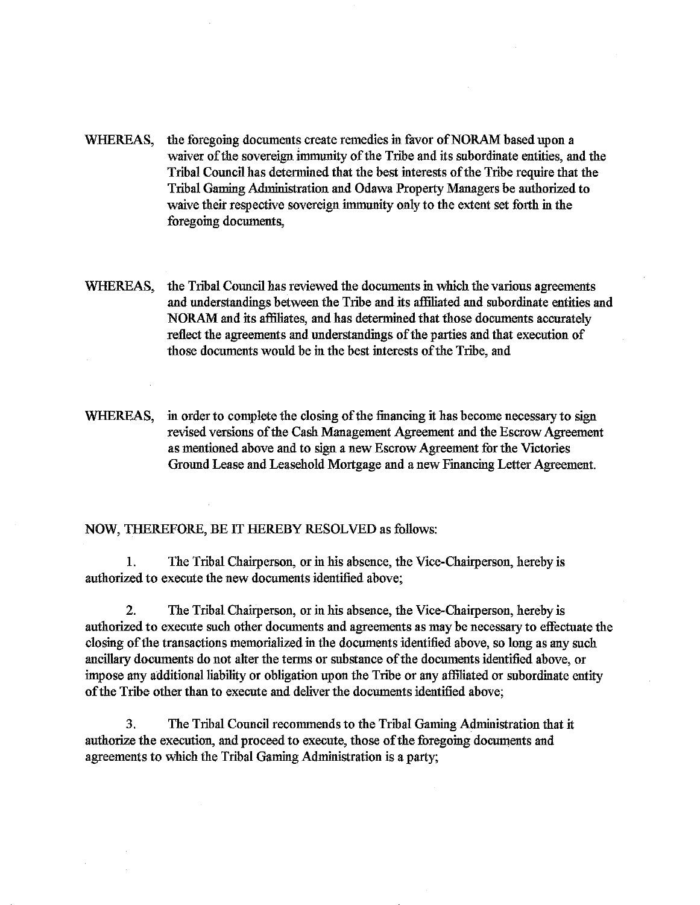WHEREAS, the foregoing documents create remedies in favor of NORAM based upon a waiver of the sovereign immunity of the Tribe and its subordinate entities, and the Tribal Council has determined that the best interests of the Tribe require that the Tribal Gaming Administration and Odawa Property Managers be authorized to waive their respective sovereign immunity only to the extent set forth in the foregoing documents,

WHEREAS, the Tribal Council has reviewed the documents in which the various agreements and understandings between the Tribe and its affiliated and subordinate entities and NORAM and its affiliates, and has determined that those documents accurately reflect the agreements and understandings of the parties and that execution of those documents would be in the best interests of the Tribe, and

WHEREAS, in order to complete the closing of the financing it has become necessary to sign revised versions of the Cash Management Agreement and the Escrow Agreement as mentioned above and to sign a new Escrow Agreement for the Victories Ground Lease and Leasehold Mortgage and a new Financing Letter Agreement.

NOW, THEREFORE, BE IT HEREBY RESOLVED as follows:

1. The Tribal Chairperson, or in his absence, the Vice-Chairperson, hereby is authorized to execute the new documents identified above;

2. The Tribal Chairperson, or in his absence, the Vice-Chairperson, hereby is authorized to execute such other documents and agreements as may be necessary to effectuate the closing of the transactions memorialized in the documents identified above, so long as any such ancillary documents do not alter the terms or substance of the documents identified above, or impose any additional liability or obligation upon the Tribe or any affiliated or subordinate entity of the Tribe other than to execute and deliver the documents identified above;

3. The Tribal Council recommends to the Tribal Gaming Administration that it authorize the execution, and proceed to execute, those of the foregoing documents and agreements to which the Tribal Gaming Administration is a party;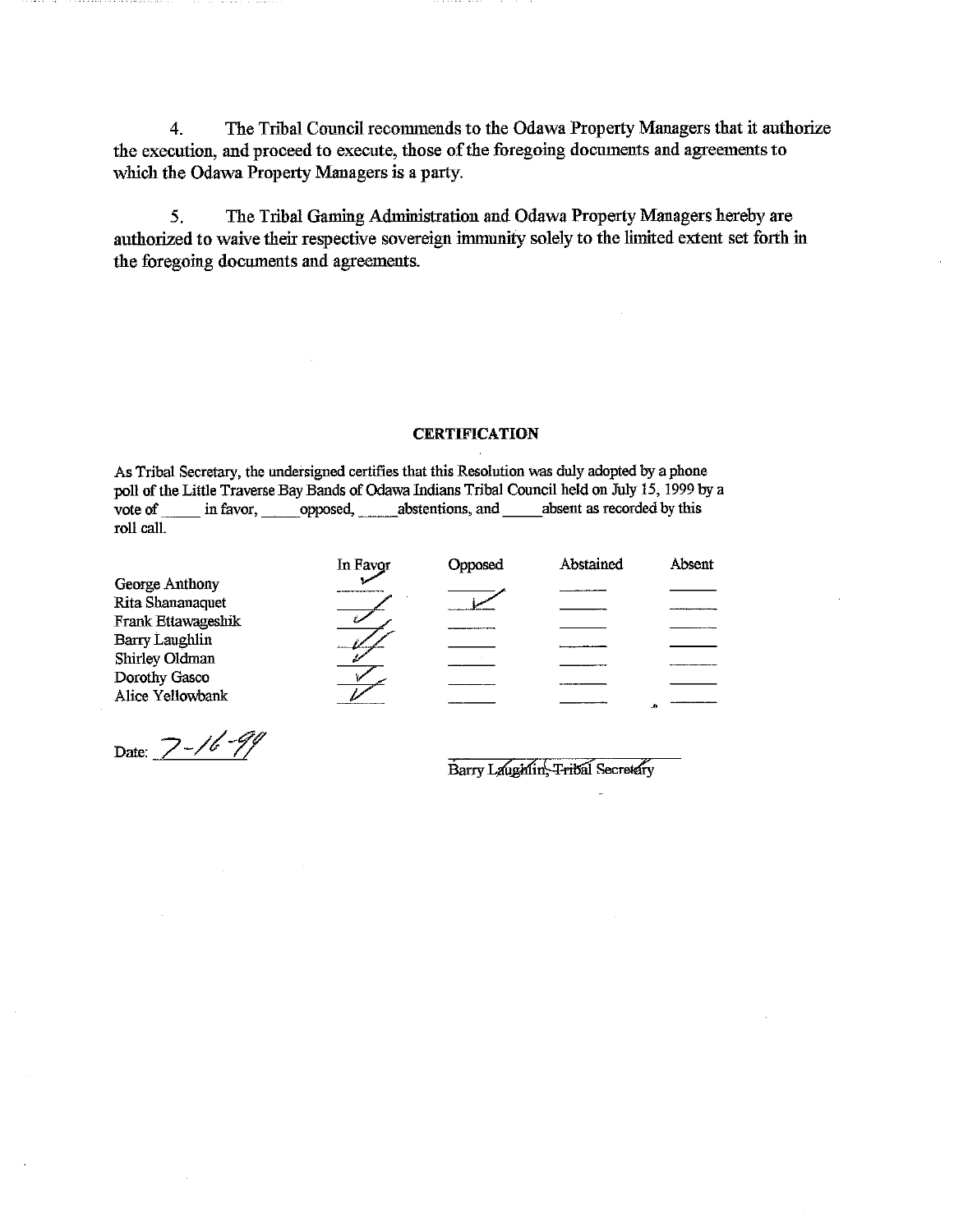4. The Tribal Council recommends to the Odawa Property Managers that it authorize the execution, and proceed to execute, those of the foregoing documents and agreements to which the Odawa Property Managers is a party.

5. The Tribal Gaming Administration and Odawa Property Managers hereby are authorized to waive their respective sovereign immunity solely to the limited extent set forth in the foregoing documents and agreements.

## CERTIFICATION

As Tribal Secretary, the undersigned certifies that this Resolution was duly adopted by a phone poll of the Little Traverse Bay Bands of Odawa Indians Tribal Council held on July 15, 1999 by a vote of _____ in favor, _____ opposed, _____ abstentions, and _____ absent as recorded by this roll call.

| | In Favor | Opposed | Abstained | Absent |
|---|---|---|---|---|
| George Anthony | ✓ | | | |
| Rita Shananaquet | ✓ | ✓ | | |
| Frank Ettawageshik | ✓ | | | |
| Barry Laughlin | ✓ | | | |
| Shirley Oldman | ✓ | | | |
| Dorothy Gasco | ✓ | | | |
| Alice Yellowbank | ✓ | | | |

Date: 7-16-99

Barry Laughlin, Tribal Secretary